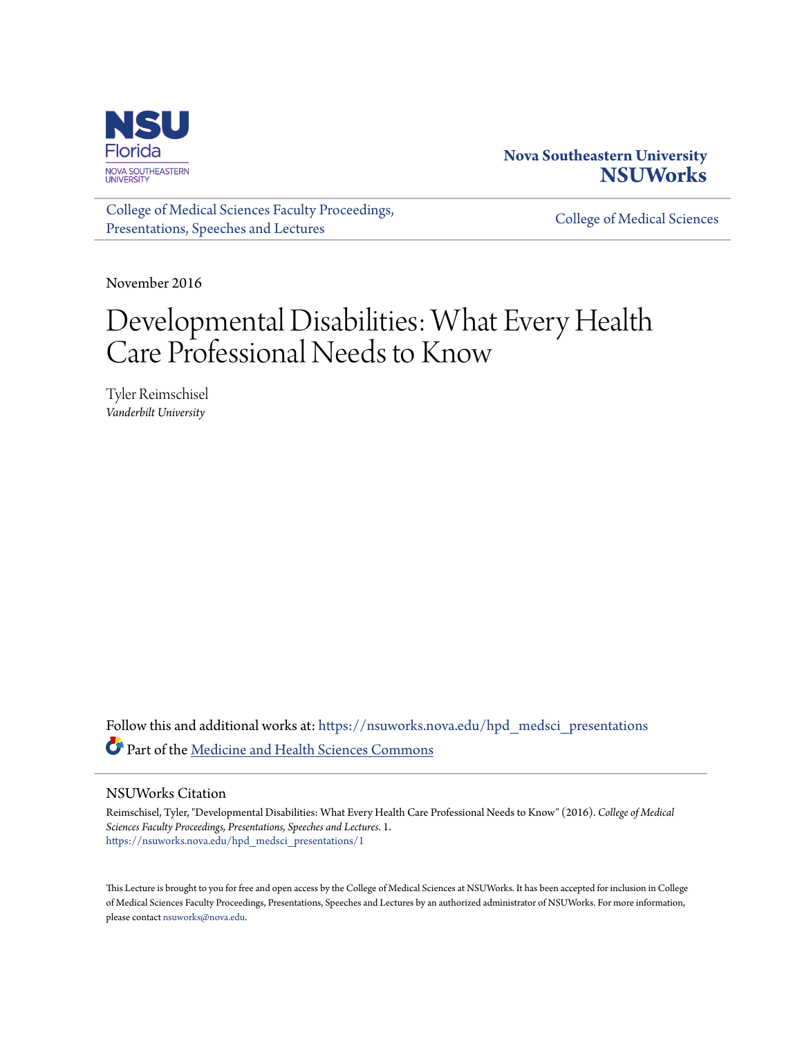Nova Southeastern University
**NSUWorks**

College of Medical Sciences Faculty Proceedings, Presentations, Speeches and Lectures

College of Medical Sciences

November 2016

# Developmental Disabilities: What Every Health Care Professional Needs to Know

Tyler Reimschisel
*Vanderbilt University*

Follow this and additional works at: https://nsuworks.nova.edu/hpd_medsci_presentations

Part of the Medicine and Health Sciences Commons

## NSUWorks Citation

Reimschisel, Tyler, "Developmental Disabilities: What Every Health Care Professional Needs to Know" (2016). *College of Medical Sciences Faculty Proceedings, Presentations, Speeches and Lectures*. 1.
https://nsuworks.nova.edu/hpd_medsci_presentations/1

This Lecture is brought to you for free and open access by the College of Medical Sciences at NSUWorks. It has been accepted for inclusion in College of Medical Sciences Faculty Proceedings, Presentations, Speeches and Lectures by an authorized administrator of NSUWorks. For more information, please contact nsuworks@nova.edu.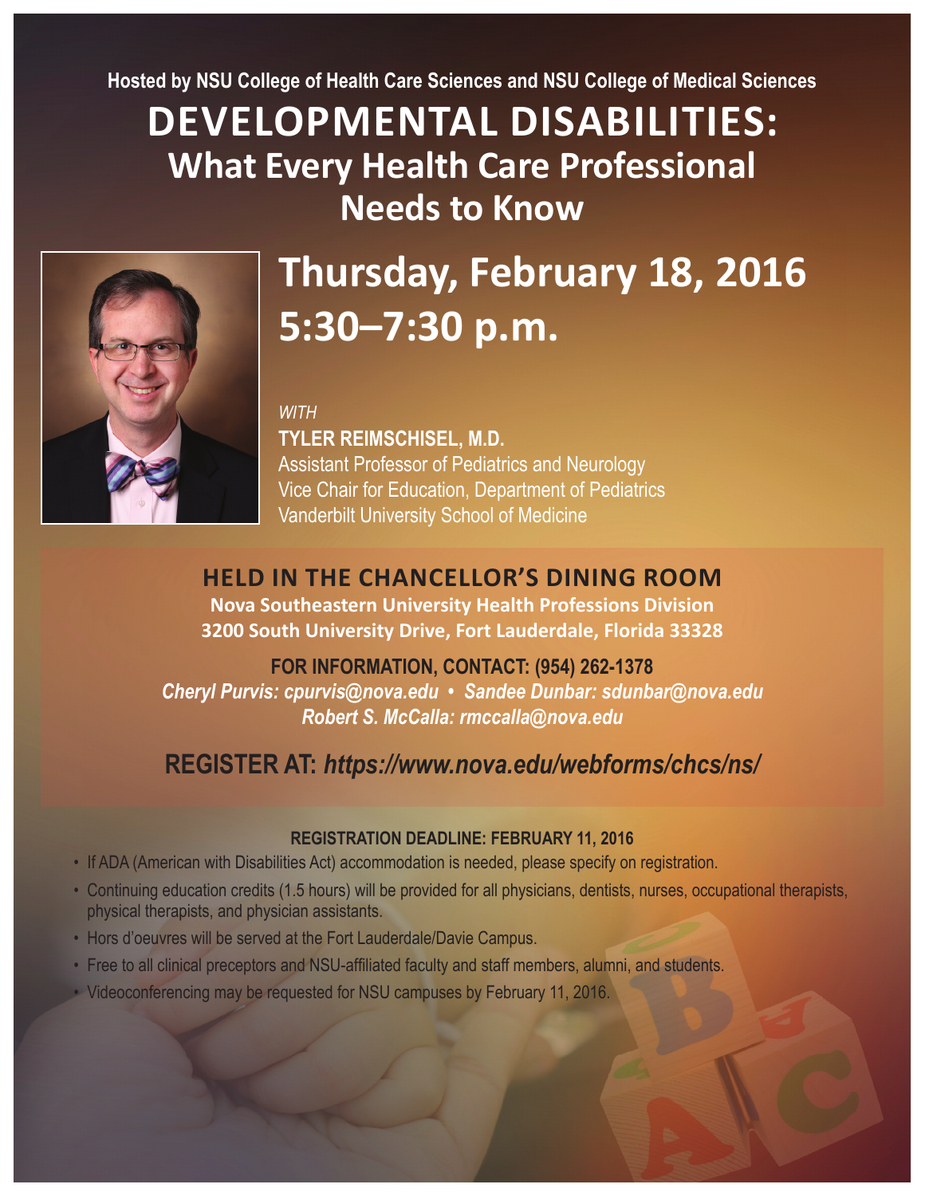Hosted by NSU College of Health Care Sciences and NSU College of Medical Sciences

# DEVELOPMENTAL DISABILITIES:

## What Every Health Care Professional Needs to Know

## Thursday, February 18, 2016
## 5:30–7:30 p.m.

*WITH*

**TYLER REIMSCHISEL, M.D.**
Assistant Professor of Pediatrics and Neurology
Vice Chair for Education, Department of Pediatrics
Vanderbilt University School of Medicine

### HELD IN THE CHANCELLOR'S DINING ROOM

**Nova Southeastern University Health Professions Division**
**3200 South University Drive, Fort Lauderdale, Florida 33328**

**FOR INFORMATION, CONTACT: (954) 262-1378**

***Cheryl Purvis: cpurvis@nova.edu • Sandee Dunbar: sdunbar@nova.edu***
***Robert S. McCalla: rmccalla@nova.edu***

**REGISTER AT:** ***https://www.nova.edu/webforms/chcs/ns/***

**REGISTRATION DEADLINE: FEBRUARY 11, 2016**

- If ADA (American with Disabilities Act) accommodation is needed, please specify on registration.
- Continuing education credits (1.5 hours) will be provided for all physicians, dentists, nurses, occupational therapists, physical therapists, and physician assistants.
- Hors d'oeuvres will be served at the Fort Lauderdale/Davie Campus.
- Free to all clinical preceptors and NSU-affiliated faculty and staff members, alumni, and students.
- Videoconferencing may be requested for NSU campuses by February 11, 2016.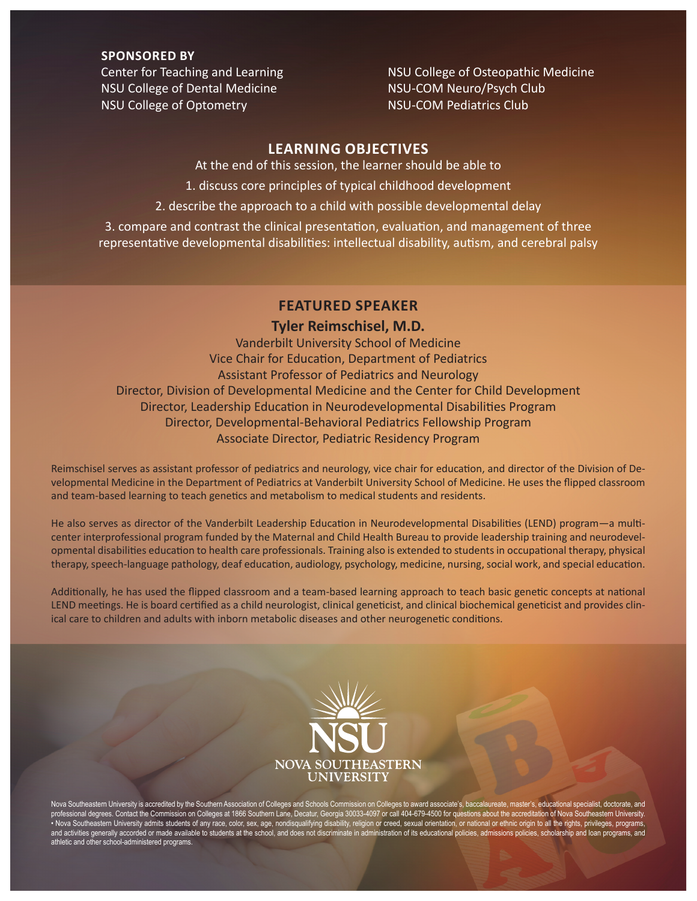**SPONSORED BY**

Center for Teaching and Learning
NSU College of Dental Medicine
NSU College of Optometry
NSU College of Osteopathic Medicine
NSU-COM Neuro/Psych Club
NSU-COM Pediatrics Club

## LEARNING OBJECTIVES

At the end of this session, the learner should be able to

1. discuss core principles of typical childhood development
2. describe the approach to a child with possible developmental delay
3. compare and contrast the clinical presentation, evaluation, and management of three representative developmental disabilities: intellectual disability, autism, and cerebral palsy

## FEATURED SPEAKER

### Tyler Reimschisel, M.D.

Vanderbilt University School of Medicine
Vice Chair for Education, Department of Pediatrics
Assistant Professor of Pediatrics and Neurology
Director, Division of Developmental Medicine and the Center for Child Development
Director, Leadership Education in Neurodevelopmental Disabilities Program
Director, Developmental-Behavioral Pediatrics Fellowship Program
Associate Director, Pediatric Residency Program

Reimschisel serves as assistant professor of pediatrics and neurology, vice chair for education, and director of the Division of Developmental Medicine in the Department of Pediatrics at Vanderbilt University School of Medicine. He uses the flipped classroom and team-based learning to teach genetics and metabolism to medical students and residents.

He also serves as director of the Vanderbilt Leadership Education in Neurodevelopmental Disabilities (LEND) program—a multicenter interprofessional program funded by the Maternal and Child Health Bureau to provide leadership training and neurodevelopmental disabilities education to health care professionals. Training also is extended to students in occupational therapy, physical therapy, speech-language pathology, deaf education, audiology, psychology, medicine, nursing, social work, and special education.

Additionally, he has used the flipped classroom and a team-based learning approach to teach basic genetic concepts at national LEND meetings. He is board certified as a child neurologist, clinical geneticist, and clinical biochemical geneticist and provides clinical care to children and adults with inborn metabolic diseases and other neurogenetic conditions.

NSU
NOVA SOUTHEASTERN UNIVERSITY

Nova Southeastern University is accredited by the Southern Association of Colleges and Schools Commission on Colleges to award associate's, baccalaureate, master's, educational specialist, doctorate, and professional degrees. Contact the Commission on Colleges at 1866 Southern Lane, Decatur, Georgia 30033-4097 or call 404-679-4500 for questions about the accreditation of Nova Southeastern University. • Nova Southeastern University admits students of any race, color, sex, age, nondisqualifying disability, religion or creed, sexual orientation, or national or ethnic origin to all the rights, privileges, programs, and activities generally accorded or made available to students at the school, and does not discriminate in administration of its educational policies, admissions policies, scholarship and loan programs, and athletic and other school-administered programs.